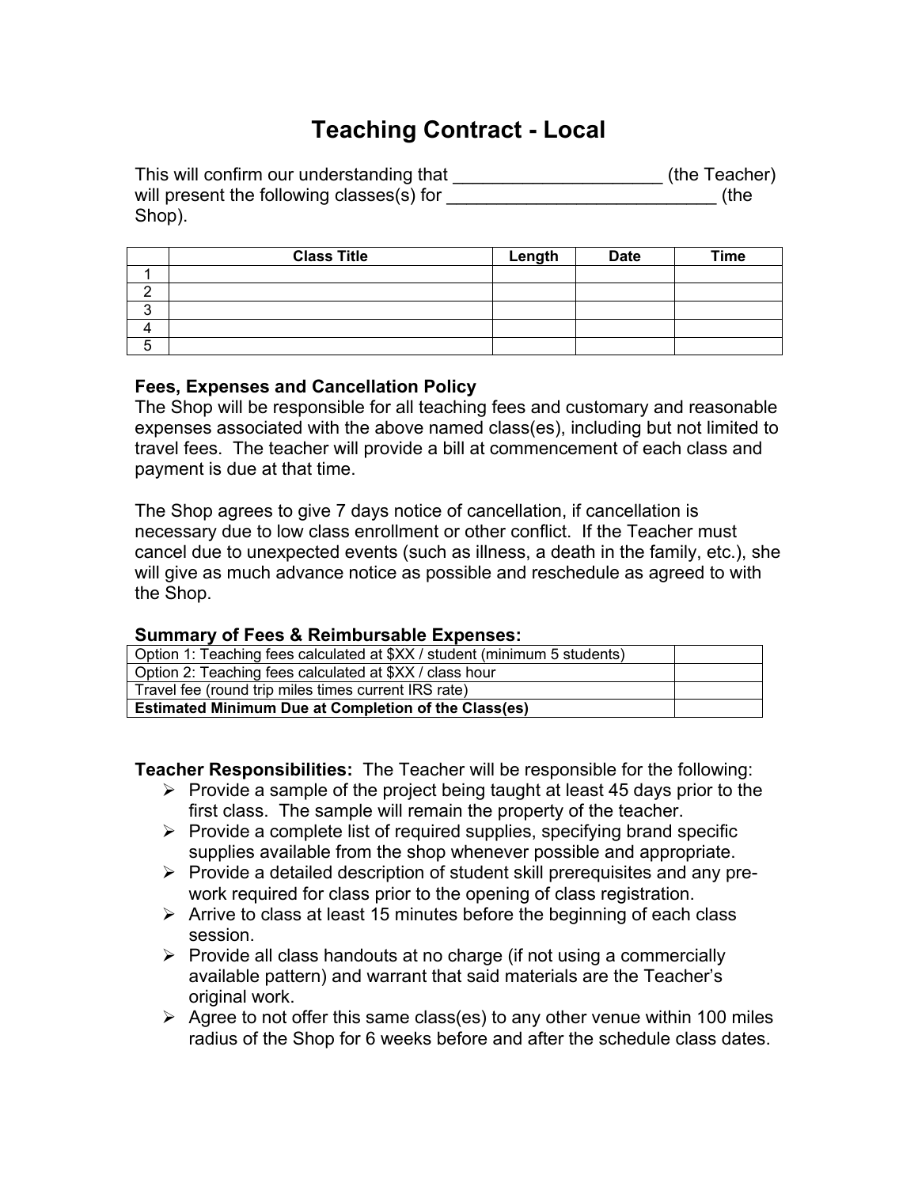# Teaching Contract - Local

This will confirm our understanding that _____________________ (the Teacher) will present the following classes(s) for ___________________________ (the Shop).

| | Class Title | Length | Date | Time |
|---|---|---|---|---|
| 1 | | | | |
| 2 | | | | |
| 3 | | | | |
| 4 | | | | |
| 5 | | | | |

**Fees, Expenses and Cancellation Policy**

The Shop will be responsible for all teaching fees and customary and reasonable expenses associated with the above named class(es), including but not limited to travel fees. The teacher will provide a bill at commencement of each class and payment is due at that time.

The Shop agrees to give 7 days notice of cancellation, if cancellation is necessary due to low class enrollment or other conflict. If the Teacher must cancel due to unexpected events (such as illness, a death in the family, etc.), she will give as much advance notice as possible and reschedule as agreed to with the Shop.

**Summary of Fees & Reimbursable Expenses:**

| | |
|---|---|
| Option 1: Teaching fees calculated at $XX / student (minimum 5 students) | |
| Option 2: Teaching fees calculated at $XX / class hour | |
| Travel fee (round trip miles times current IRS rate) | |
| **Estimated Minimum Due at Completion of the Class(es)** | |

**Teacher Responsibilities:** The Teacher will be responsible for the following:

- Provide a sample of the project being taught at least 45 days prior to the first class. The sample will remain the property of the teacher.
- Provide a complete list of required supplies, specifying brand specific supplies available from the shop whenever possible and appropriate.
- Provide a detailed description of student skill prerequisites and any pre-work required for class prior to the opening of class registration.
- Arrive to class at least 15 minutes before the beginning of each class session.
- Provide all class handouts at no charge (if not using a commercially available pattern) and warrant that said materials are the Teacher's original work.
- Agree to not offer this same class(es) to any other venue within 100 miles radius of the Shop for 6 weeks before and after the schedule class dates.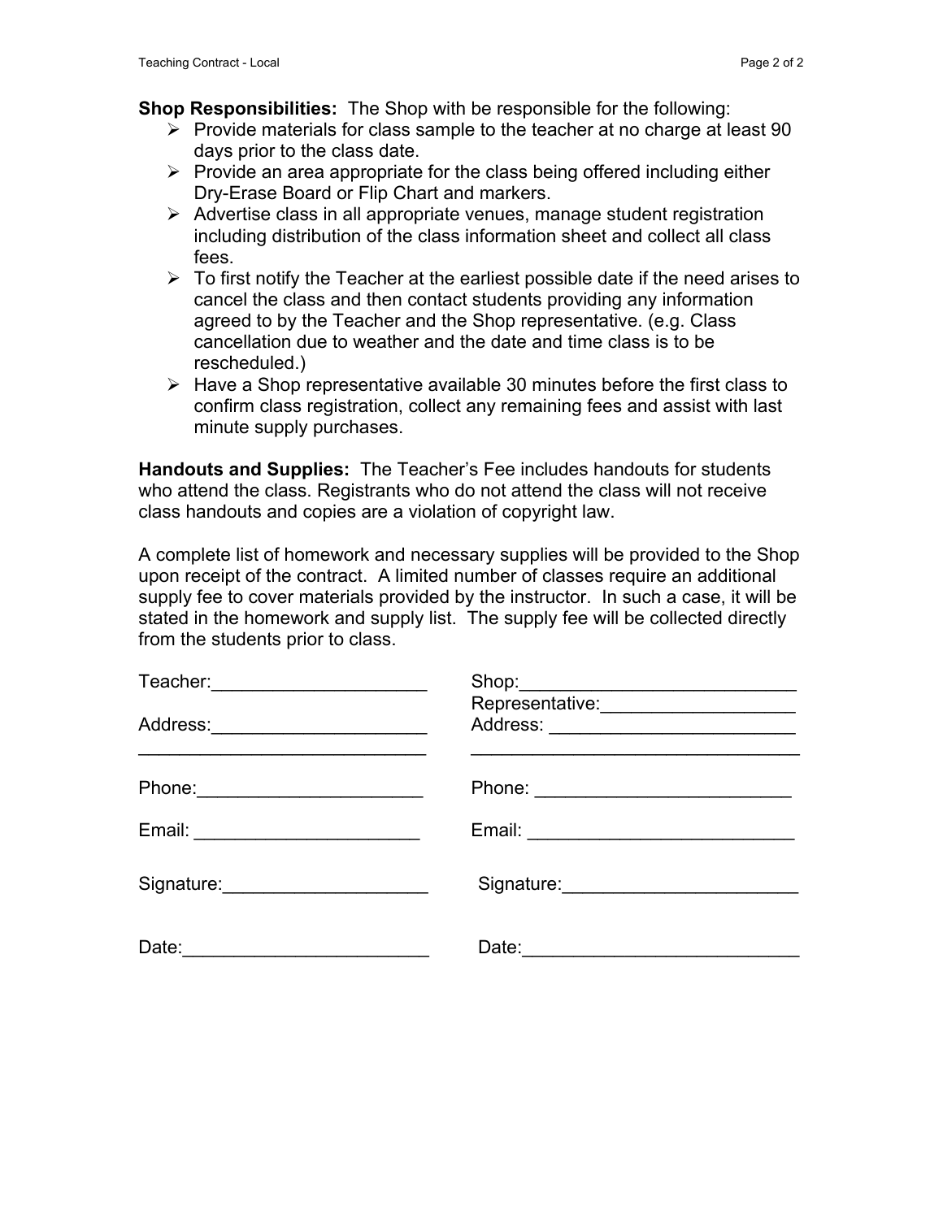**Shop Responsibilities:** The Shop with be responsible for the following:

- Provide materials for class sample to the teacher at no charge at least 90 days prior to the class date.
- Provide an area appropriate for the class being offered including either Dry-Erase Board or Flip Chart and markers.
- Advertise class in all appropriate venues, manage student registration including distribution of the class information sheet and collect all class fees.
- To first notify the Teacher at the earliest possible date if the need arises to cancel the class and then contact students providing any information agreed to by the Teacher and the Shop representative. (e.g. Class cancellation due to weather and the date and time class is to be rescheduled.)
- Have a Shop representative available 30 minutes before the first class to confirm class registration, collect any remaining fees and assist with last minute supply purchases.

**Handouts and Supplies:** The Teacher's Fee includes handouts for students who attend the class. Registrants who do not attend the class will not receive class handouts and copies are a violation of copyright law.

A complete list of homework and necessary supplies will be provided to the Shop upon receipt of the contract. A limited number of classes require an additional supply fee to cover materials provided by the instructor. In such a case, it will be stated in the homework and supply list. The supply fee will be collected directly from the students prior to class.

Teacher:____________________

Address:____________________

____________________________

Phone:______________________

Email: ______________________

Signature:___________________

Date:_______________________

Shop:__________________________

Representative:__________________

Address: _______________________

______________________________

Phone: ________________________

Email: _________________________

Signature:______________________

Date:__________________________